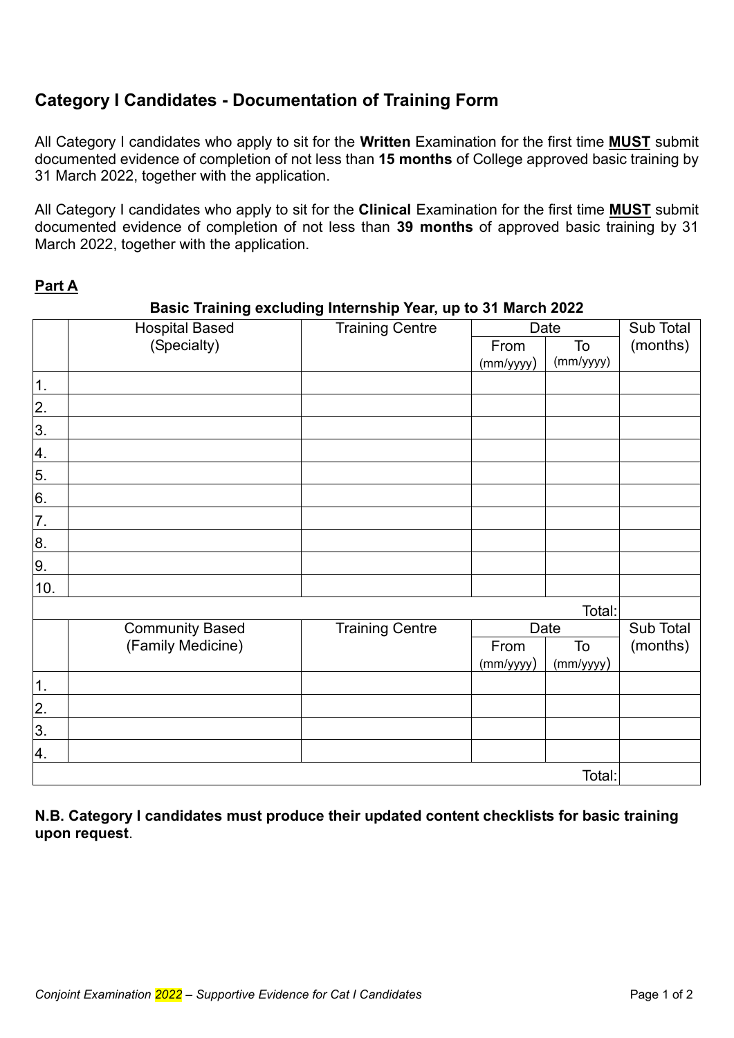## Category I Candidates - Documentation of Training Form

All Category I candidates who apply to sit for the **Written** Examination for the first time **MUST** submit documented evidence of completion of not less than **15 months** of College approved basic training by 31 March 2022, together with the application.

All Category I candidates who apply to sit for the **Clinical** Examination for the first time **MUST** submit documented evidence of completion of not less than **39 months** of approved basic training by 31 March 2022, together with the application.

**Part A**

**Basic Training excluding Internship Year, up to 31 March 2022**

| | Hospital Based (Specialty) | Training Centre | Date | | Sub Total (months) |
|---|---|---|---|---|---|
| | | | From (mm/yyyy) | To (mm/yyyy) | |
| 1. | | | | | |
| 2. | | | | | |
| 3. | | | | | |
| 4. | | | | | |
| 5. | | | | | |
| 6. | | | | | |
| 7. | | | | | |
| 8. | | | | | |
| 9. | | | | | |
| 10. | | | | | |
| | | | | Total: | |
| | **Community Based (Family Medicine)** | **Training Centre** | **Date** | | **Sub Total (months)** |
| | | | From (mm/yyyy) | To (mm/yyyy) | |
| 1. | | | | | |
| 2. | | | | | |
| 3. | | | | | |
| 4. | | | | | |
| | | | | Total: | |

**N.B. Category I candidates must produce their updated content checklists for basic training upon request**.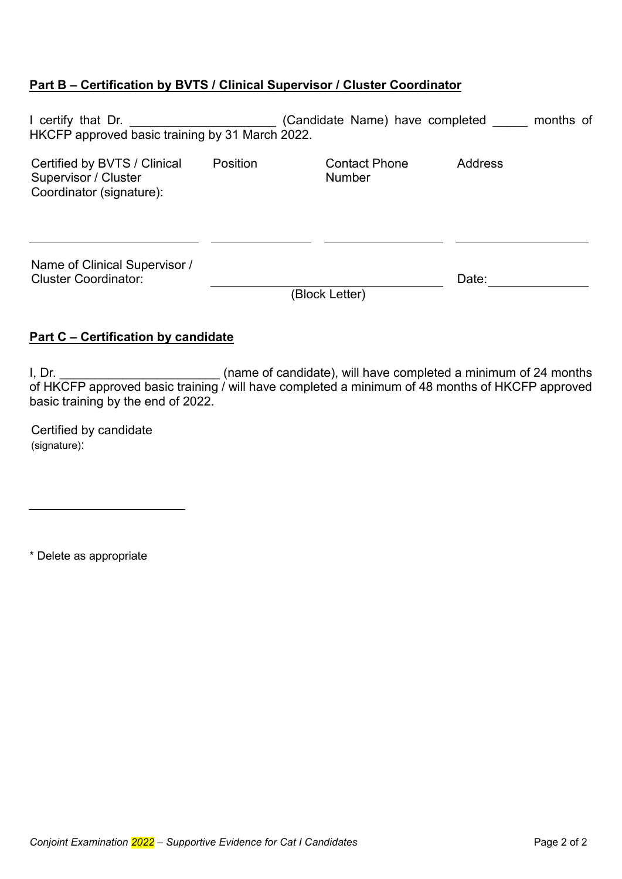**Part B – Certification by BVTS / Clinical Supervisor / Cluster Coordinator**

I certify that Dr. ____________________ (Candidate Name) have completed _____ months of HKCFP approved basic training by 31 March 2022.

| Certified by BVTS / Clinical Supervisor / Cluster Coordinator (signature): | Position | Contact Phone Number | Address |
|---|---|---|---|
| ________________________ | ______________ | _________________ | ___________________ |

Name of Clinical Supervisor / Cluster Coordinator: ________________________________ (Block Letter) Date: ______________

**Part C – Certification by candidate**

I, Dr. ______________________ (name of candidate), will have completed a minimum of 24 months of HKCFP approved basic training / will have completed a minimum of 48 months of HKCFP approved basic training by the end of 2022.

Certified by candidate (signature):

______________________

\* Delete as appropriate